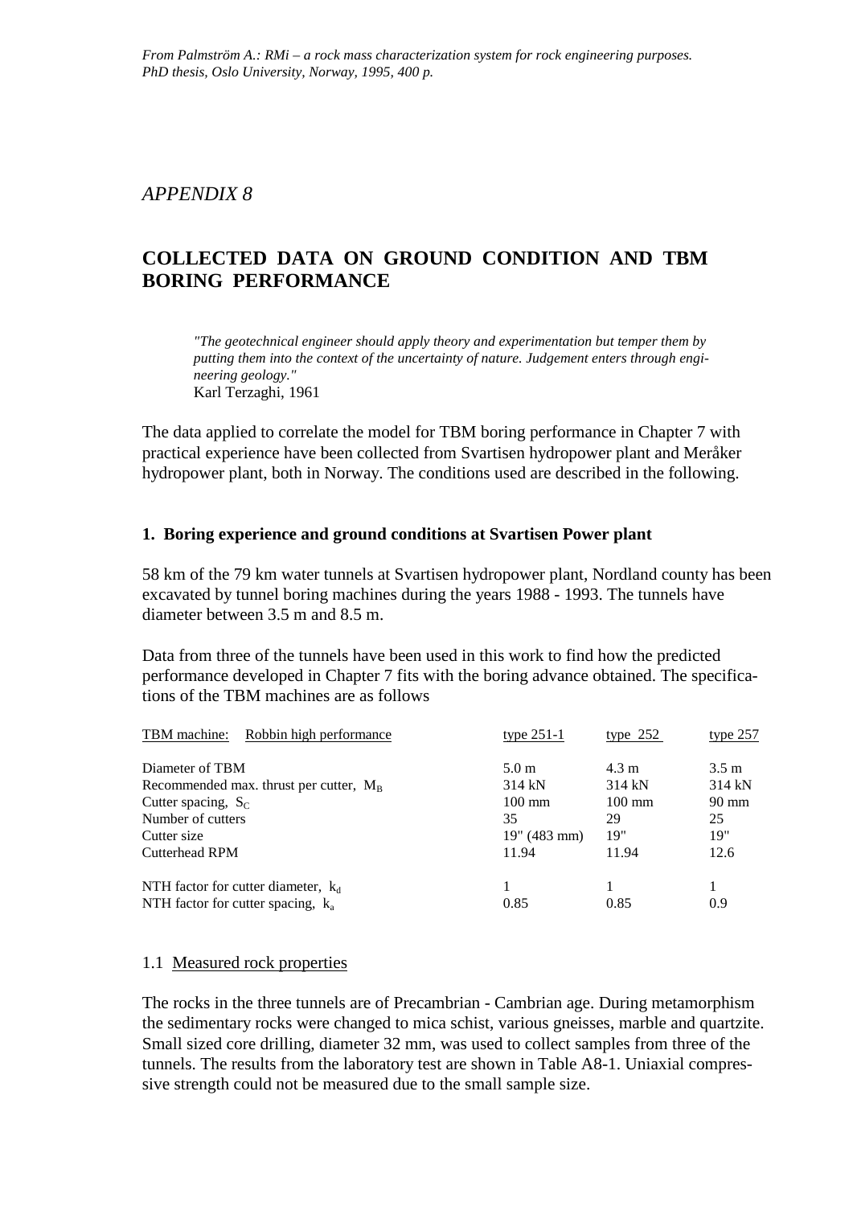*From Palmström A.: RMi – a rock mass characterization system for rock engineering purposes. PhD thesis, Oslo University, Norway, 1995, 400 p.*

*APPENDIX 8*

# COLLECTED DATA ON GROUND CONDITION AND TBM BORING PERFORMANCE

> *"The geotechnical engineer should apply theory and experimentation but temper them by putting them into the context of the uncertainty of nature. Judgement enters through engineering geology."*
> Karl Terzaghi, 1961

The data applied to correlate the model for TBM boring performance in Chapter 7 with practical experience have been collected from Svartisen hydropower plant and Meråker hydropower plant, both in Norway. The conditions used are described in the following.

### 1. Boring experience and ground conditions at Svartisen Power plant

58 km of the 79 km water tunnels at Svartisen hydropower plant, Nordland county has been excavated by tunnel boring machines during the years 1988 - 1993. The tunnels have diameter between 3.5 m and 8.5 m.

Data from three of the tunnels have been used in this work to find how the predicted performance developed in Chapter 7 fits with the boring advance obtained. The specifications of the TBM machines are as follows

| TBM machine: Robbin high performance | type 251-1 | type 252 | type 257 |
|---|---|---|---|
| Diameter of TBM | 5.0 m | 4.3 m | 3.5 m |
| Recommended max. thrust per cutter, $M_B$ | 314 kN | 314 kN | 314 kN |
| Cutter spacing, $S_C$ | 100 mm | 100 mm | 90 mm |
| Number of cutters | 35 | 29 | 25 |
| Cutter size | 19" (483 mm) | 19" | 19" |
| Cutterhead RPM | 11.94 | 11.94 | 12.6 |
| NTH factor for cutter diameter, $k_d$ | 1 | 1 | 1 |
| NTH factor for cutter spacing, $k_a$ | 0.85 | 0.85 | 0.9 |

1.1 Measured rock properties

The rocks in the three tunnels are of Precambrian - Cambrian age. During metamorphism the sedimentary rocks were changed to mica schist, various gneisses, marble and quartzite. Small sized core drilling, diameter 32 mm, was used to collect samples from three of the tunnels. The results from the laboratory test are shown in Table A8-1. Uniaxial compressive strength could not be measured due to the small sample size.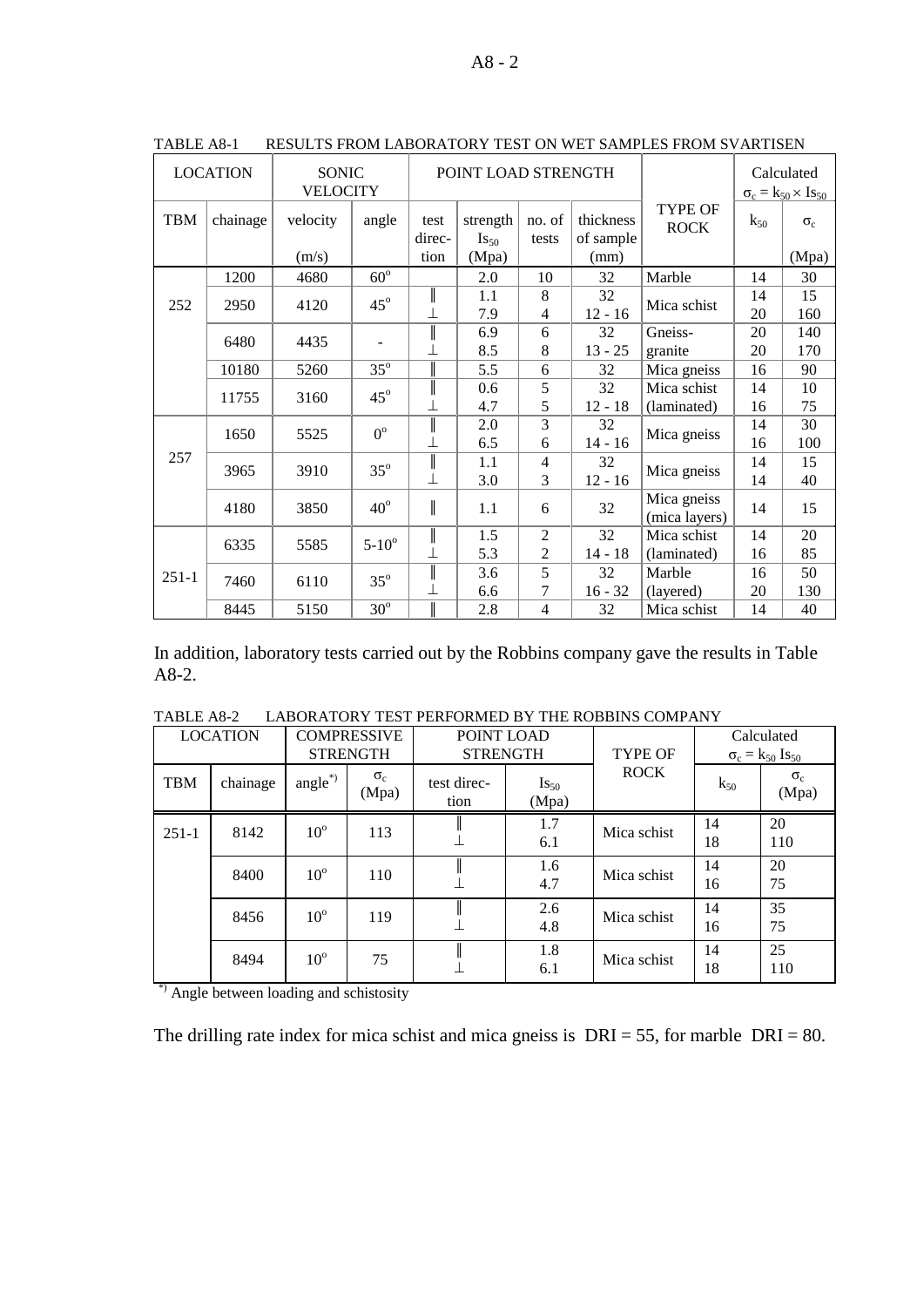TABLE A8-1 RESULTS FROM LABORATORY TEST ON WET SAMPLES FROM SVARTISEN

| LOCATION | | SONIC VELOCITY | | POINT LOAD STRENGTH | | | | TYPE OF ROCK | Calculated $\sigma_c = k_{50} \times Is_{50}$ | |
|---|---|---|---|---|---|---|---|---|---|---|
| TBM | chainage | velocity (m/s) | angle | test direction | strength $Is_{50}$ (Mpa) | no. of tests | thickness of sample (mm) | | $k_{50}$ | $\sigma_c$ (Mpa) |
| 252 | 1200 | 4680 | 60° | | 2.0 | 10 | 32 | Marble | 14 | 30 |
| | 2950 | 4120 | 45° | ∥ | 1.1 | 8 | 32 | Mica schist | 14 | 15 |
| | | | | ⊥ | 7.9 | 4 | 12 - 16 | | 20 | 160 |
| | 6480 | 4435 | - | ∥ | 6.9 | 6 | 32 | Gneiss- | 20 | 140 |
| | | | | ⊥ | 8.5 | 8 | 13 - 25 | granite | 20 | 170 |
| | 10180 | 5260 | 35° | ∥ | 5.5 | 6 | 32 | Mica gneiss | 16 | 90 |
| | 11755 | 3160 | 45° | ∥ | 0.6 | 5 | 32 | Mica schist | 14 | 10 |
| | | | | ⊥ | 4.7 | 5 | 12 - 18 | (laminated) | 16 | 75 |
| 257 | 1650 | 5525 | 0° | ∥ | 2.0 | 3 | 32 | Mica gneiss | 14 | 30 |
| | | | | ⊥ | 6.5 | 6 | 14 - 16 | | 16 | 100 |
| | 3965 | 3910 | 35° | ∥ | 1.1 | 4 | 32 | Mica gneiss | 14 | 15 |
| | | | | ⊥ | 3.0 | 3 | 12 - 16 | | 14 | 40 |
| | 4180 | 3850 | 40° | ∥ | 1.1 | 6 | 32 | Mica gneiss (mica layers) | 14 | 15 |
| 251-1 | 6335 | 5585 | 5-10° | ∥ | 1.5 | 2 | 32 | Mica schist | 14 | 20 |
| | | | | ⊥ | 5.3 | 2 | 14 - 18 | (laminated) | 16 | 85 |
| | 7460 | 6110 | 35° | ∥ | 3.6 | 5 | 32 | Marble | 16 | 50 |
| | | | | ⊥ | 6.6 | 7 | 16 - 32 | (layered) | 20 | 130 |
| | 8445 | 5150 | 30° | ∥ | 2.8 | 4 | 32 | Mica schist | 14 | 40 |

In addition, laboratory tests carried out by the Robbins company gave the results in Table A8-2.

TABLE A8-2 LABORATORY TEST PERFORMED BY THE ROBBINS COMPANY

| LOCATION | | COMPRESSIVE STRENGTH | | POINT LOAD STRENGTH | | TYPE OF ROCK | Calculated $\sigma_c = k_{50}\, Is_{50}$ | |
|---|---|---|---|---|---|---|---|---|
| TBM | chainage | angle*) | $\sigma_c$ (Mpa) | test direction | $Is_{50}$ (Mpa) | | $k_{50}$ | $\sigma_c$ (Mpa) |
| 251-1 | 8142 | 10° | 113 | ∥ | 1.7 | Mica schist | 14 | 20 |
| | | | | ⊥ | 6.1 | | 18 | 110 |
| | 8400 | 10° | 110 | ∥ | 1.6 | Mica schist | 14 | 20 |
| | | | | ⊥ | 4.7 | | 16 | 75 |
| | 8456 | 10° | 119 | ∥ | 2.6 | Mica schist | 14 | 35 |
| | | | | ⊥ | 4.8 | | 16 | 75 |
| | 8494 | 10° | 75 | ∥ | 1.8 | Mica schist | 14 | 25 |
| | | | | ⊥ | 6.1 | | 18 | 110 |

*) Angle between loading and schistosity

The drilling rate index for mica schist and mica gneiss is DRI = 55, for marble DRI = 80.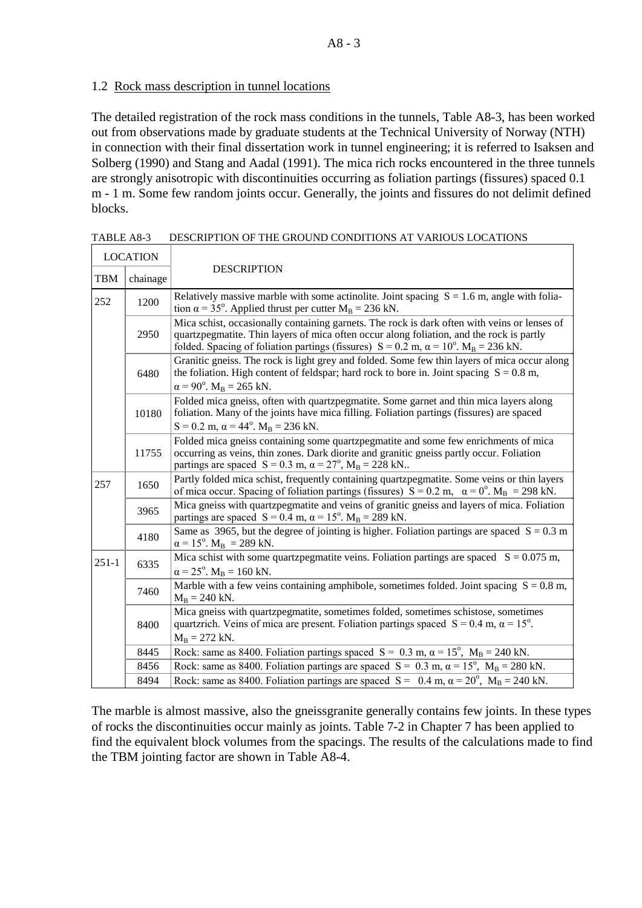## 1.2 Rock mass description in tunnel locations

The detailed registration of the rock mass conditions in the tunnels, Table A8-3, has been worked out from observations made by graduate students at the Technical University of Norway (NTH) in connection with their final dissertation work in tunnel engineering; it is referred to Isaksen and Solberg (1990) and Stang and Aadal (1991). The mica rich rocks encountered in the three tunnels are strongly anisotropic with discontinuities occurring as foliation partings (fissures) spaced 0.1 m - 1 m. Some few random joints occur. Generally, the joints and fissures do not delimit defined blocks.

TABLE A8-3 DESCRIPTION OF THE GROUND CONDITIONS AT VARIOUS LOCATIONS

| LOCATION | | DESCRIPTION |
|---|---|---|
| TBM | chainage | |
| 252 | 1200 | Relatively massive marble with some actinolite. Joint spacing $S = 1.6$ m, angle with foliation $\alpha = 35^o$. Applied thrust per cutter $M_B = 236$ kN. |
| | 2950 | Mica schist, occasionally containing garnets. The rock is dark often with veins or lenses of quartzpegmatite. Thin layers of mica often occur along foliation, and the rock is partly folded. Spacing of foliation partings (fissures) $S = 0.2$ m, $\alpha = 10^o$. $M_B = 236$ kN. |
| | 6480 | Granitic gneiss. The rock is light grey and folded. Some few thin layers of mica occur along the foliation. High content of feldspar; hard rock to bore in. Joint spacing $S = 0.8$ m, $\alpha = 90^o$. $M_B = 265$ kN. |
| | 10180 | Folded mica gneiss, often with quartzpegmatite. Some garnet and thin mica layers along foliation. Many of the joints have mica filling. Foliation partings (fissures) are spaced $S = 0.2$ m, $\alpha = 44^o$. $M_B = 236$ kN. |
| | 11755 | Folded mica gneiss containing some quartzpegmatite and some few enrichments of mica occurring as veins, thin zones. Dark diorite and granitic gneiss partly occur. Foliation partings are spaced $S = 0.3$ m, $\alpha = 27^o$, $M_B = 228$ kN.. |
| 257 | 1650 | Partly folded mica schist, frequently containing quartzpegmatite. Some veins or thin layers of mica occur. Spacing of foliation partings (fissures) $S = 0.2$ m, $\alpha = 0^o$. $M_B = 298$ kN. |
| | 3965 | Mica gneiss with quartzpegmatite and veins of granitic gneiss and layers of mica. Foliation partings are spaced $S = 0.4$ m, $\alpha = 15^o$. $M_B = 289$ kN. |
| | 4180 | Same as 3965, but the degree of jointing is higher. Foliation partings are spaced $S = 0.3$ m $\alpha = 15^o$. $M_B = 289$ kN. |
| 251-1 | 6335 | Mica schist with some quartzpegmatite veins. Foliation partings are spaced $S = 0.075$ m, $\alpha = 25^o$. $M_B = 160$ kN. |
| | 7460 | Marble with a few veins containing amphibole, sometimes folded. Joint spacing $S = 0.8$ m, $M_B = 240$ kN. |
| | 8400 | Mica gneiss with quartzpegmatite, sometimes folded, sometimes schistose, sometimes quartzrich. Veins of mica are present. Foliation partings spaced $S = 0.4$ m, $\alpha = 15^o$. $M_B = 272$ kN. |
| | 8445 | Rock: same as 8400. Foliation partings spaced $S = 0.3$ m, $\alpha = 15^o$, $M_B = 240$ kN. |
| | 8456 | Rock: same as 8400. Foliation partings are spaced $S = 0.3$ m, $\alpha = 15^o$, $M_B = 280$ kN. |
| | 8494 | Rock: same as 8400. Foliation partings are spaced $S = 0.4$ m, $\alpha = 20^o$, $M_B = 240$ kN. |

The marble is almost massive, also the gneissgranite generally contains few joints. In these types of rocks the discontinuities occur mainly as joints. Table 7-2 in Chapter 7 has been applied to find the equivalent block volumes from the spacings. The results of the calculations made to find the TBM jointing factor are shown in Table A8-4.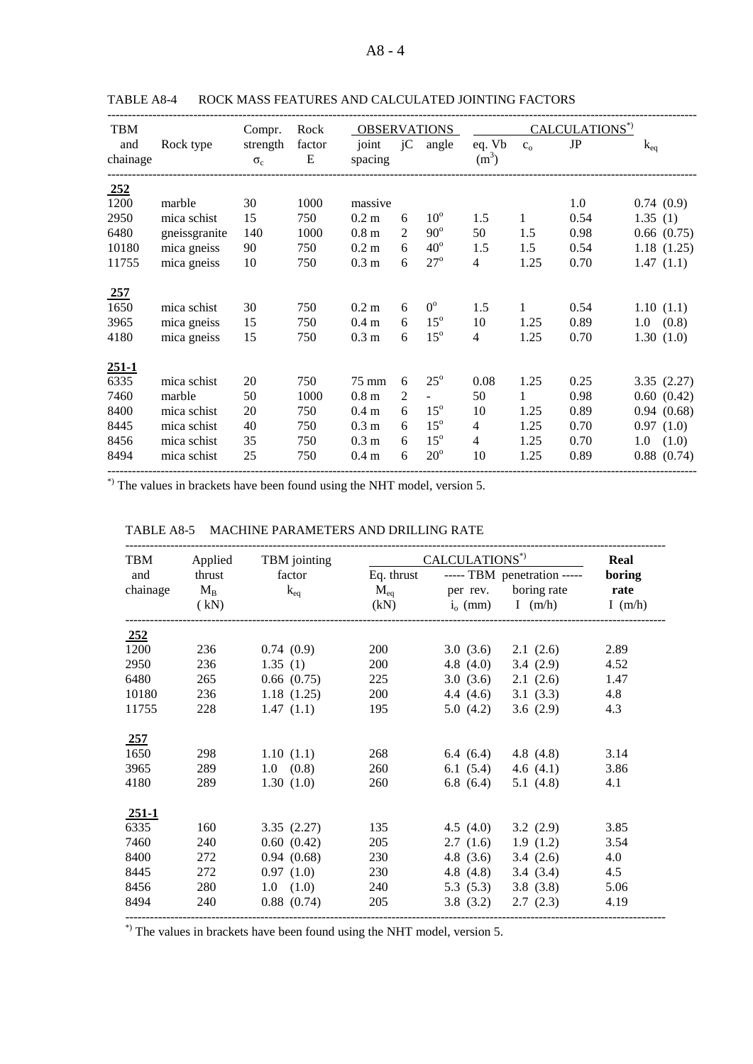TABLE A8-4 ROCK MASS FEATURES AND CALCULATED JOINTING FACTORS

| TBM and chainage | Rock type | Compr. strength $\sigma_c$ | Rock factor E | OBSERVATIONS joint spacing | jC | angle | CALCULATIONS*) eq. Vb ($m^3$) | $c_o$ | JP | $k_{eq}$ |
|---|---|---|---|---|---|---|---|---|---|---|
| **252** | | | | | | | | | | |
| 1200 | marble | 30 | 1000 | massive | | | | | 1.0 | 0.74 (0.9) |
| 2950 | mica schist | 15 | 750 | 0.2 m | 6 | $10^o$ | 1.5 | 1 | 0.54 | 1.35 (1) |
| 6480 | gneissgranite | 140 | 1000 | 0.8 m | 2 | $90^o$ | 50 | 1.5 | 0.98 | 0.66 (0.75) |
| 10180 | mica gneiss | 90 | 750 | 0.2 m | 6 | $40^o$ | 1.5 | 1.5 | 0.54 | 1.18 (1.25) |
| 11755 | mica gneiss | 10 | 750 | 0.3 m | 6 | $27^o$ | 4 | 1.25 | 0.70 | 1.47 (1.1) |
| **257** | | | | | | | | | | |
| 1650 | mica schist | 30 | 750 | 0.2 m | 6 | $0^o$ | 1.5 | 1 | 0.54 | 1.10 (1.1) |
| 3965 | mica gneiss | 15 | 750 | 0.4 m | 6 | $15^o$ | 10 | 1.25 | 0.89 | 1.0 (0.8) |
| 4180 | mica gneiss | 15 | 750 | 0.3 m | 6 | $15^o$ | 4 | 1.25 | 0.70 | 1.30 (1.0) |
| **251-1** | | | | | | | | | | |
| 6335 | mica schist | 20 | 750 | 75 mm | 6 | $25^o$ | 0.08 | 1.25 | 0.25 | 3.35 (2.27) |
| 7460 | marble | 50 | 1000 | 0.8 m | 2 | - | 50 | 1 | 0.98 | 0.60 (0.42) |
| 8400 | mica schist | 20 | 750 | 0.4 m | 6 | $15^o$ | 10 | 1.25 | 0.89 | 0.94 (0.68) |
| 8445 | mica schist | 40 | 750 | 0.3 m | 6 | $15^o$ | 4 | 1.25 | 0.70 | 0.97 (1.0) |
| 8456 | mica schist | 35 | 750 | 0.3 m | 6 | $15^o$ | 4 | 1.25 | 0.70 | 1.0 (1.0) |
| 8494 | mica schist | 25 | 750 | 0.4 m | 6 | $20^o$ | 10 | 1.25 | 0.89 | 0.88 (0.74) |

*) The values in brackets have been found using the NHT model, version 5.

TABLE A8-5 MACHINE PARAMETERS AND DRILLING RATE

| TBM and chainage | Applied thrust $M_B$ (kN) | TBM jointing factor $k_{eq}$ | CALCULATIONS*) Eq. thrust $M_{eq}$ (kN) | TBM penetration per rev. $i_o$ (mm) | TBM penetration boring rate I (m/h) | Real boring rate I (m/h) |
|---|---|---|---|---|---|---|
| **252** | | | | | | |
| 1200 | 236 | 0.74 (0.9) | 200 | 3.0 (3.6) | 2.1 (2.6) | 2.89 |
| 2950 | 236 | 1.35 (1) | 200 | 4.8 (4.0) | 3.4 (2.9) | 4.52 |
| 6480 | 265 | 0.66 (0.75) | 225 | 3.0 (3.6) | 2.1 (2.6) | 1.47 |
| 10180 | 236 | 1.18 (1.25) | 200 | 4.4 (4.6) | 3.1 (3.3) | 4.8 |
| 11755 | 228 | 1.47 (1.1) | 195 | 5.0 (4.2) | 3.6 (2.9) | 4.3 |
| **257** | | | | | | |
| 1650 | 298 | 1.10 (1.1) | 268 | 6.4 (6.4) | 4.8 (4.8) | 3.14 |
| 3965 | 289 | 1.0 (0.8) | 260 | 6.1 (5.4) | 4.6 (4.1) | 3.86 |
| 4180 | 289 | 1.30 (1.0) | 260 | 6.8 (6.4) | 5.1 (4.8) | 4.1 |
| **251-1** | | | | | | |
| 6335 | 160 | 3.35 (2.27) | 135 | 4.5 (4.0) | 3.2 (2.9) | 3.85 |
| 7460 | 240 | 0.60 (0.42) | 205 | 2.7 (1.6) | 1.9 (1.2) | 3.54 |
| 8400 | 272 | 0.94 (0.68) | 230 | 4.8 (3.6) | 3.4 (2.6) | 4.0 |
| 8445 | 272 | 0.97 (1.0) | 230 | 4.8 (4.8) | 3.4 (3.4) | 4.5 |
| 8456 | 280 | 1.0 (1.0) | 240 | 5.3 (5.3) | 3.8 (3.8) | 5.06 |
| 8494 | 240 | 0.88 (0.74) | 205 | 3.8 (3.2) | 2.7 (2.3) | 4.19 |

*) The values in brackets have been found using the NHT model, version 5.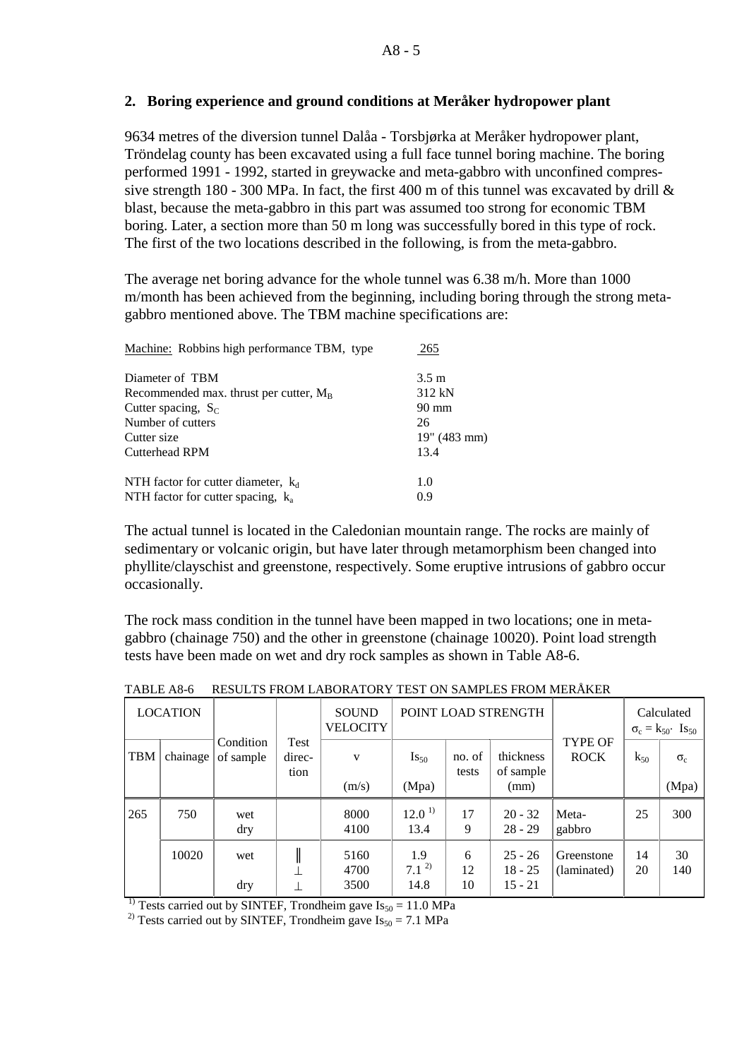## 2. Boring experience and ground conditions at Meråker hydropower plant

9634 metres of the diversion tunnel Dalåa - Torsbjørka at Meråker hydropower plant, Tröndelag county has been excavated using a full face tunnel boring machine. The boring performed 1991 - 1992, started in greywacke and meta-gabbro with unconfined compressive strength 180 - 300 MPa. In fact, the first 400 m of this tunnel was excavated by drill & blast, because the meta-gabbro in this part was assumed too strong for economic TBM boring. Later, a section more than 50 m long was successfully bored in this type of rock. The first of the two locations described in the following, is from the meta-gabbro.

The average net boring advance for the whole tunnel was 6.38 m/h. More than 1000 m/month has been achieved from the beginning, including boring through the strong meta-gabbro mentioned above. The TBM machine specifications are:

| Machine: Robbins high performance TBM, type | 265 |
|---|---|
| Diameter of TBM | 3.5 m |
| Recommended max. thrust per cutter, $M_B$ | 312 kN |
| Cutter spacing, $S_C$ | 90 mm |
| Number of cutters | 26 |
| Cutter size | 19" (483 mm) |
| Cutterhead RPM | 13.4 |
| NTH factor for cutter diameter, $k_d$ | 1.0 |
| NTH factor for cutter spacing, $k_a$ | 0.9 |

The actual tunnel is located in the Caledonian mountain range. The rocks are mainly of sedimentary or volcanic origin, but have later through metamorphism been changed into phyllite/clayschist and greenstone, respectively. Some eruptive intrusions of gabbro occur occasionally.

The rock mass condition in the tunnel have been mapped in two locations; one in meta-gabbro (chainage 750) and the other in greenstone (chainage 10020). Point load strength tests have been made on wet and dry rock samples as shown in Table A8-6.

TABLE A8-6 RESULTS FROM LABORATORY TEST ON SAMPLES FROM MERÅKER

| LOCATION | | Condition of sample | Test direction | SOUND VELOCITY | POINT LOAD STRENGTH | | | TYPE OF ROCK | Calculated $\sigma_c = k_{50} \cdot Is_{50}$ | |
|---|---|---|---|---|---|---|---|---|---|---|
| TBM | chainage | | | v (m/s) | $Is_{50}$ (Mpa) | no. of tests | thickness of sample (mm) | | $k_{50}$ | $\sigma_c$ (Mpa) |
| 265 | 750 | wet<br>dry | | 8000<br>4100 | 12.0 [1)]<br>13.4 | 17<br>9 | 20 - 32<br>28 - 29 | Meta-gabbro | 25 | 300 |
| | 10020 | wet<br><br>dry | ∥<br>⊥<br>⊥ | 5160<br>4700<br>3500 | 1.9<br>7.1 [2)]<br>14.8 | 6<br>12<br>10 | 25 - 26<br>18 - 25<br>15 - 21 | Greenstone (laminated) | 14<br>20 | 30<br>140 |

[1)] Tests carried out by SINTEF, Trondheim gave $Is_{50}$ = 11.0 MPa
[2)] Tests carried out by SINTEF, Trondheim gave $Is_{50}$ = 7.1 MPa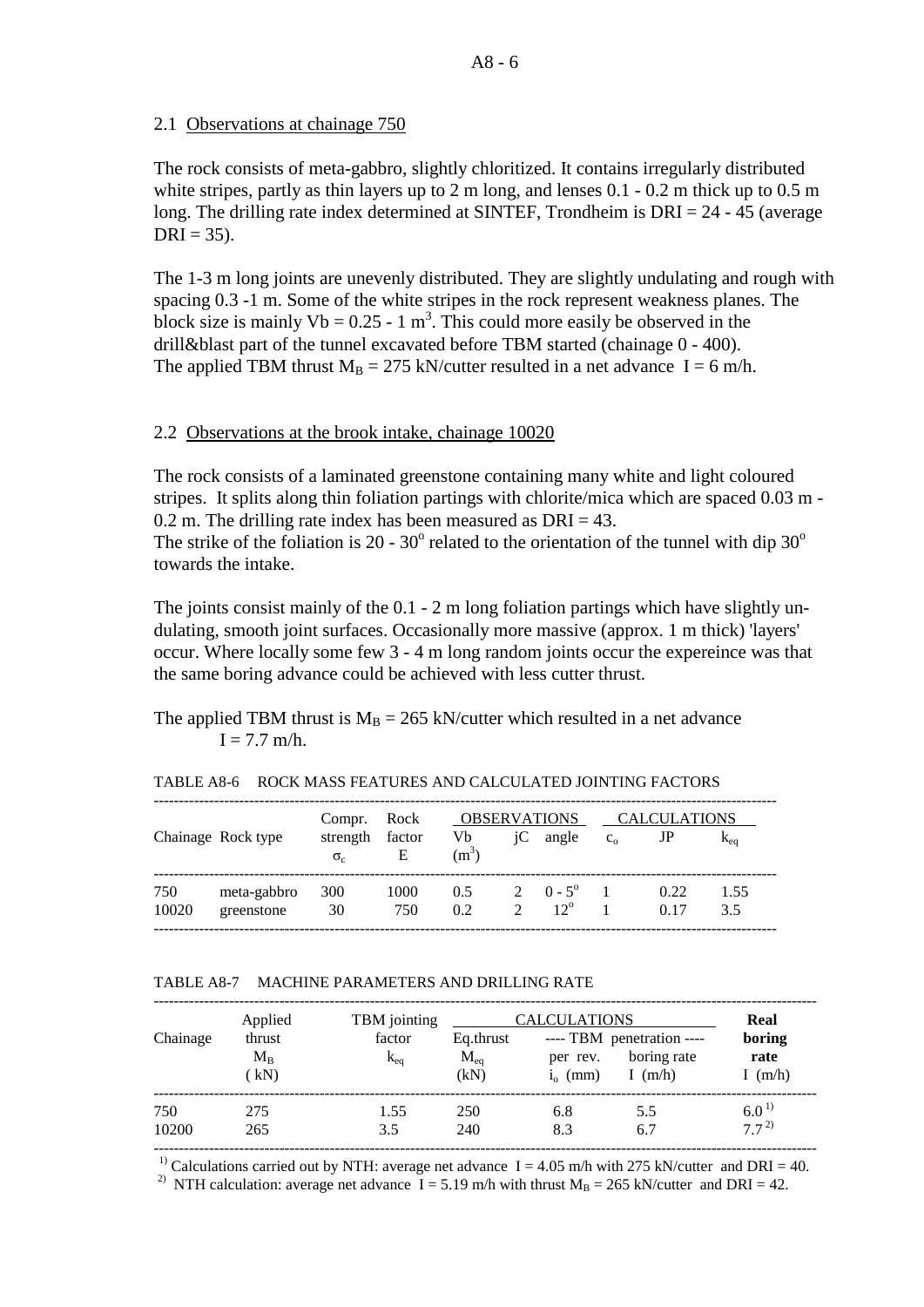## 2.1 Observations at chainage 750

The rock consists of meta-gabbro, slightly chloritized. It contains irregularly distributed white stripes, partly as thin layers up to 2 m long, and lenses 0.1 - 0.2 m thick up to 0.5 m long. The drilling rate index determined at SINTEF, Trondheim is DRI = 24 - 45 (average DRI = 35).

The 1-3 m long joints are unevenly distributed. They are slightly undulating and rough with spacing 0.3 -1 m. Some of the white stripes in the rock represent weakness planes. The block size is mainly $Vb = 0.25 - 1\ m^3$. This could more easily be observed in the drill&blast part of the tunnel excavated before TBM started (chainage 0 - 400).
The applied TBM thrust $M_B = 275$ kN/cutter resulted in a net advance $I = 6$ m/h.

## 2.2 Observations at the brook intake, chainage 10020

The rock consists of a laminated greenstone containing many white and light coloured stripes. It splits along thin foliation partings with chlorite/mica which are spaced 0.03 m - 0.2 m. The drilling rate index has been measured as DRI = 43.
The strike of the foliation is 20 - 30° related to the orientation of the tunnel with dip 30° towards the intake.

The joints consist mainly of the 0.1 - 2 m long foliation partings which have slightly undulating, smooth joint surfaces. Occasionally more massive (approx. 1 m thick) 'layers' occur. Where locally some few 3 - 4 m long random joints occur the expereince was that the same boring advance could be achieved with less cutter thrust.

The applied TBM thrust is $M_B = 265$ kN/cutter which resulted in a net advance $I = 7.7$ m/h.

TABLE A8-6 ROCK MASS FEATURES AND CALCULATED JOINTING FACTORS

| Chainage | Rock type | Compr. strength $\sigma_c$ | Rock factor E | OBSERVATIONS Vb ($m^3$) | jC | angle | CALCULATIONS $c_o$ | JP | $k_{eq}$ |
|---|---|---|---|---|---|---|---|---|---|
| 750 | meta-gabbro | 300 | 1000 | 0.5 | 2 | 0 - 5° | 1 | 0.22 | 1.55 |
| 10020 | greenstone | 30 | 750 | 0.2 | 2 | 12° | 1 | 0.17 | 3.5 |

TABLE A8-7 MACHINE PARAMETERS AND DRILLING RATE

| Chainage | Applied thrust $M_B$ (kN) | TBM jointing factor $k_{eq}$ | CALCULATIONS Eq.thrust $M_{eq}$ (kN) | ---- TBM penetration ---- per rev. $i_o$ (mm) | boring rate I (m/h) | Real boring rate I (m/h) |
|---|---|---|---|---|---|---|
| 750 | 275 | 1.55 | 250 | 6.8 | 5.5 | 6.0 [1)] |
| 10200 | 265 | 3.5 | 240 | 8.3 | 6.7 | 7.7 [2)] |

[1)] Calculations carried out by NTH: average net advance $I = 4.05$ m/h with 275 kN/cutter and DRI = 40.
[2)] NTH calculation: average net advance $I = 5.19$ m/h with thrust $M_B = 265$ kN/cutter and DRI = 42.